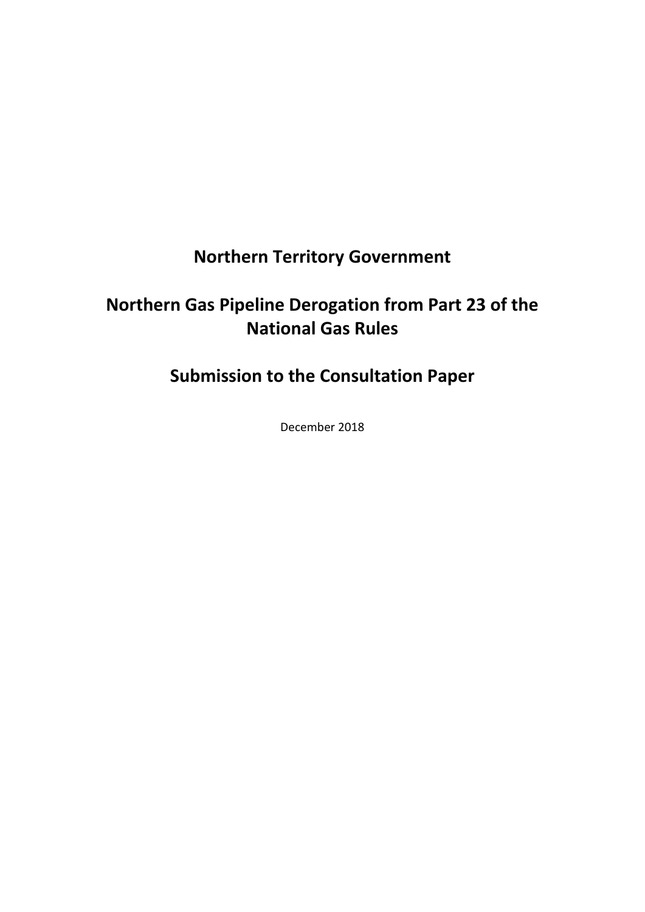# Northern Territory Government

# Northern Gas Pipeline Derogation from Part 23 of the National Gas Rules

# Submission to the Consultation Paper

December 2018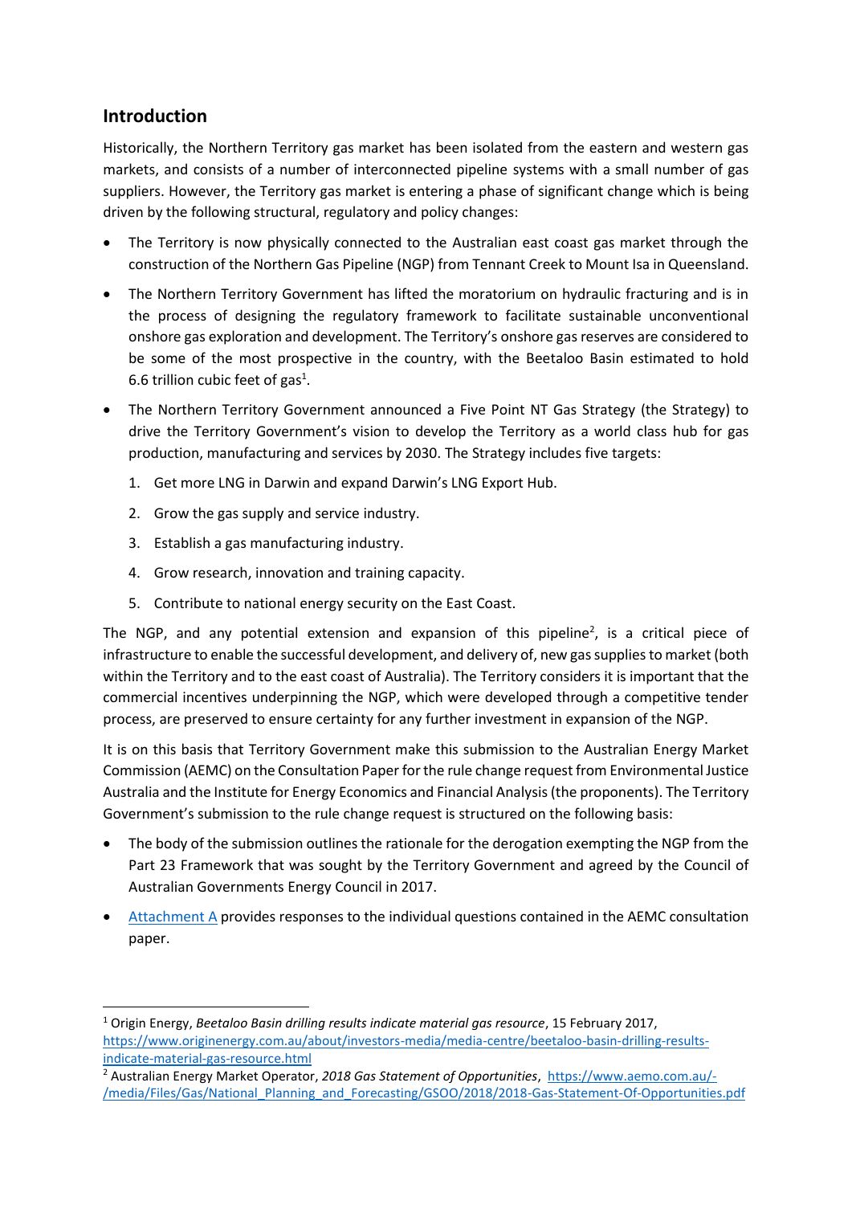## Introduction

Historically, the Northern Territory gas market has been isolated from the eastern and western gas markets, and consists of a number of interconnected pipeline systems with a small number of gas suppliers. However, the Territory gas market is entering a phase of significant change which is being driven by the following structural, regulatory and policy changes:

- The Territory is now physically connected to the Australian east coast gas market through the construction of the Northern Gas Pipeline (NGP) from Tennant Creek to Mount Isa in Queensland.
- The Northern Territory Government has lifted the moratorium on hydraulic fracturing and is in the process of designing the regulatory framework to facilitate sustainable unconventional onshore gas exploration and development. The Territory's onshore gas reserves are considered to be some of the most prospective in the country, with the Beetaloo Basin estimated to hold 6.6 trillion cubic feet of gas[1].
- The Northern Territory Government announced a Five Point NT Gas Strategy (the Strategy) to drive the Territory Government's vision to develop the Territory as a world class hub for gas production, manufacturing and services by 2030. The Strategy includes five targets:
  1. Get more LNG in Darwin and expand Darwin's LNG Export Hub.
  2. Grow the gas supply and service industry.
  3. Establish a gas manufacturing industry.
  4. Grow research, innovation and training capacity.
  5. Contribute to national energy security on the East Coast.

The NGP, and any potential extension and expansion of this pipeline[2], is a critical piece of infrastructure to enable the successful development, and delivery of, new gas supplies to market (both within the Territory and to the east coast of Australia). The Territory considers it is important that the commercial incentives underpinning the NGP, which were developed through a competitive tender process, are preserved to ensure certainty for any further investment in expansion of the NGP.

It is on this basis that Territory Government make this submission to the Australian Energy Market Commission (AEMC) on the Consultation Paper for the rule change request from Environmental Justice Australia and the Institute for Energy Economics and Financial Analysis (the proponents). The Territory Government's submission to the rule change request is structured on the following basis:

- The body of the submission outlines the rationale for the derogation exempting the NGP from the Part 23 Framework that was sought by the Territory Government and agreed by the Council of Australian Governments Energy Council in 2017.
- Attachment A provides responses to the individual questions contained in the AEMC consultation paper.

---

[1] Origin Energy, *Beetaloo Basin drilling results indicate material gas resource*, 15 February 2017, https://www.originenergy.com.au/about/investors-media/media-centre/beetaloo-basin-drilling-results-indicate-material-gas-resource.html

[2] Australian Energy Market Operator, *2018 Gas Statement of Opportunities*, https://www.aemo.com.au/-/media/Files/Gas/National_Planning_and_Forecasting/GSOO/2018/2018-Gas-Statement-Of-Opportunities.pdf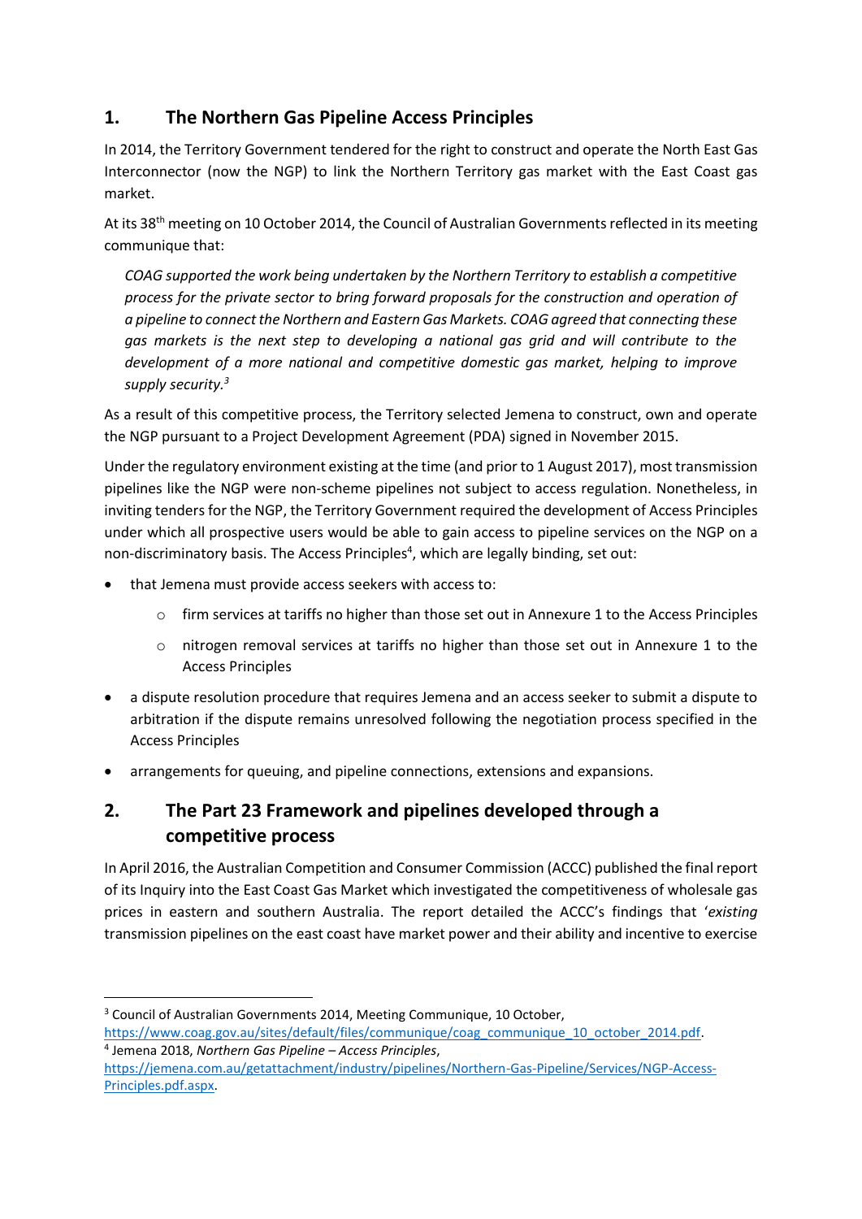## 1. The Northern Gas Pipeline Access Principles

In 2014, the Territory Government tendered for the right to construct and operate the North East Gas Interconnector (now the NGP) to link the Northern Territory gas market with the East Coast gas market.

At its 38th meeting on 10 October 2014, the Council of Australian Governments reflected in its meeting communique that:

> *COAG supported the work being undertaken by the Northern Territory to establish a competitive process for the private sector to bring forward proposals for the construction and operation of a pipeline to connect the Northern and Eastern Gas Markets. COAG agreed that connecting these gas markets is the next step to developing a national gas grid and will contribute to the development of a more national and competitive domestic gas market, helping to improve supply security.*[3]

As a result of this competitive process, the Territory selected Jemena to construct, own and operate the NGP pursuant to a Project Development Agreement (PDA) signed in November 2015.

Under the regulatory environment existing at the time (and prior to 1 August 2017), most transmission pipelines like the NGP were non-scheme pipelines not subject to access regulation. Nonetheless, in inviting tenders for the NGP, the Territory Government required the development of Access Principles under which all prospective users would be able to gain access to pipeline services on the NGP on a non-discriminatory basis. The Access Principles[4], which are legally binding, set out:

- that Jemena must provide access seekers with access to:
  - firm services at tariffs no higher than those set out in Annexure 1 to the Access Principles
  - nitrogen removal services at tariffs no higher than those set out in Annexure 1 to the Access Principles
- a dispute resolution procedure that requires Jemena and an access seeker to submit a dispute to arbitration if the dispute remains unresolved following the negotiation process specified in the Access Principles
- arrangements for queuing, and pipeline connections, extensions and expansions.

## 2. The Part 23 Framework and pipelines developed through a competitive process

In April 2016, the Australian Competition and Consumer Commission (ACCC) published the final report of its Inquiry into the East Coast Gas Market which investigated the competitiveness of wholesale gas prices in eastern and southern Australia. The report detailed the ACCC's findings that '*existing* transmission pipelines on the east coast have market power and their ability and incentive to exercise

---

[3] Council of Australian Governments 2014, Meeting Communique, 10 October, https://www.coag.gov.au/sites/default/files/communique/coag_communique_10_october_2014.pdf.

[4] Jemena 2018, *Northern Gas Pipeline – Access Principles*, https://jemena.com.au/getattachment/industry/pipelines/Northern-Gas-Pipeline/Services/NGP-Access-Principles.pdf.aspx.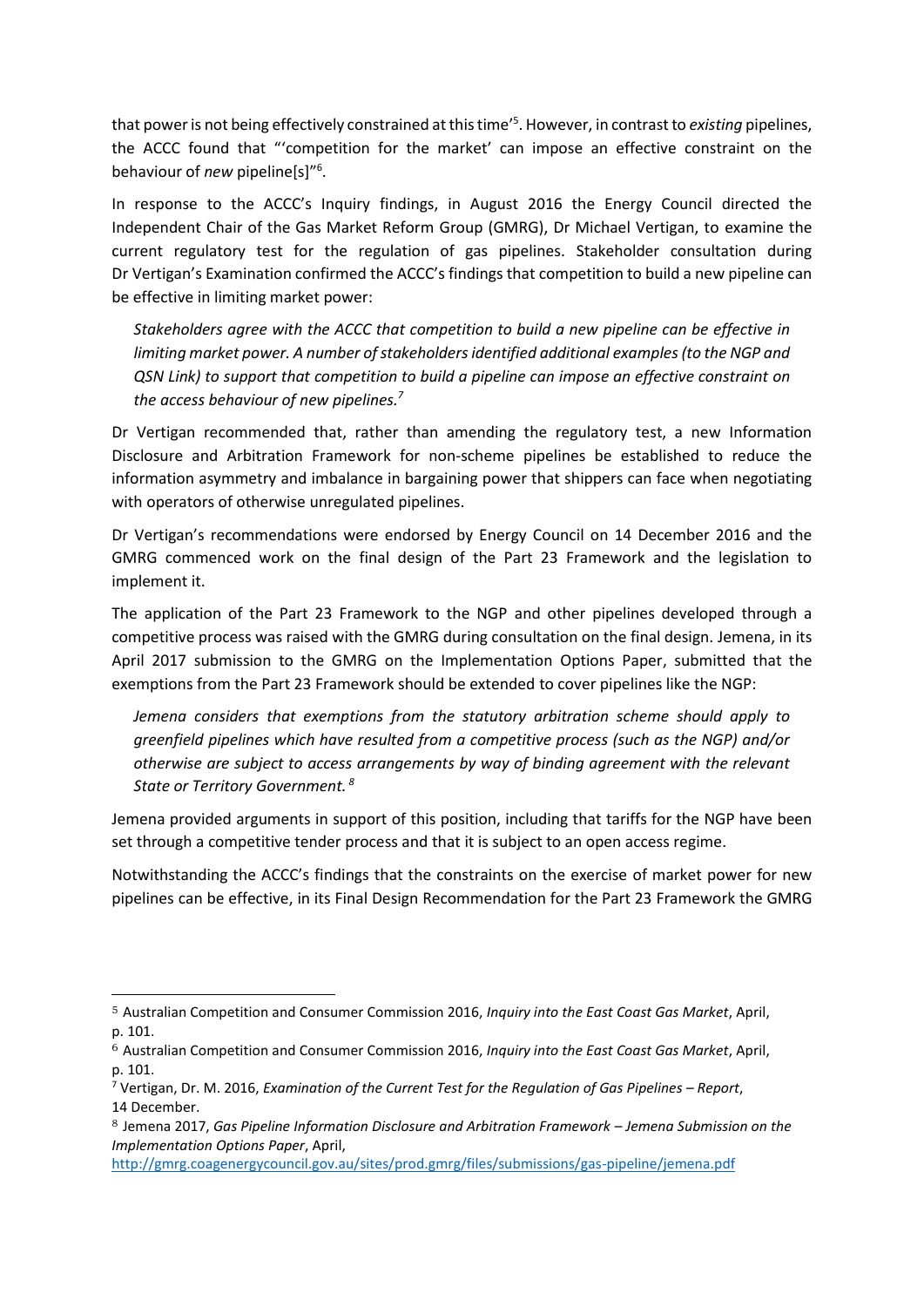that power is not being effectively constrained at this time'[5]. However, in contrast to *existing* pipelines, the ACCC found that "'competition for the market' can impose an effective constraint on the behaviour of *new* pipeline[s]"[6].

In response to the ACCC's Inquiry findings, in August 2016 the Energy Council directed the Independent Chair of the Gas Market Reform Group (GMRG), Dr Michael Vertigan, to examine the current regulatory test for the regulation of gas pipelines. Stakeholder consultation during Dr Vertigan's Examination confirmed the ACCC's findings that competition to build a new pipeline can be effective in limiting market power:

> *Stakeholders agree with the ACCC that competition to build a new pipeline can be effective in limiting market power. A number of stakeholders identified additional examples (to the NGP and QSN Link) to support that competition to build a pipeline can impose an effective constraint on the access behaviour of new pipelines.*[7]

Dr Vertigan recommended that, rather than amending the regulatory test, a new Information Disclosure and Arbitration Framework for non-scheme pipelines be established to reduce the information asymmetry and imbalance in bargaining power that shippers can face when negotiating with operators of otherwise unregulated pipelines.

Dr Vertigan's recommendations were endorsed by Energy Council on 14 December 2016 and the GMRG commenced work on the final design of the Part 23 Framework and the legislation to implement it.

The application of the Part 23 Framework to the NGP and other pipelines developed through a competitive process was raised with the GMRG during consultation on the final design. Jemena, in its April 2017 submission to the GMRG on the Implementation Options Paper, submitted that the exemptions from the Part 23 Framework should be extended to cover pipelines like the NGP:

> *Jemena considers that exemptions from the statutory arbitration scheme should apply to greenfield pipelines which have resulted from a competitive process (such as the NGP) and/or otherwise are subject to access arrangements by way of binding agreement with the relevant State or Territory Government.* [8]

Jemena provided arguments in support of this position, including that tariffs for the NGP have been set through a competitive tender process and that it is subject to an open access regime.

Notwithstanding the ACCC's findings that the constraints on the exercise of market power for new pipelines can be effective, in its Final Design Recommendation for the Part 23 Framework the GMRG

---

[5] Australian Competition and Consumer Commission 2016, *Inquiry into the East Coast Gas Market*, April, p. 101.

[6] Australian Competition and Consumer Commission 2016, *Inquiry into the East Coast Gas Market*, April, p. 101.

[7] Vertigan, Dr. M. 2016, *Examination of the Current Test for the Regulation of Gas Pipelines – Report*, 14 December.

[8] Jemena 2017, *Gas Pipeline Information Disclosure and Arbitration Framework – Jemena Submission on the Implementation Options Paper*, April, http://gmrg.coagenergycouncil.gov.au/sites/prod.gmrg/files/submissions/gas-pipeline/jemena.pdf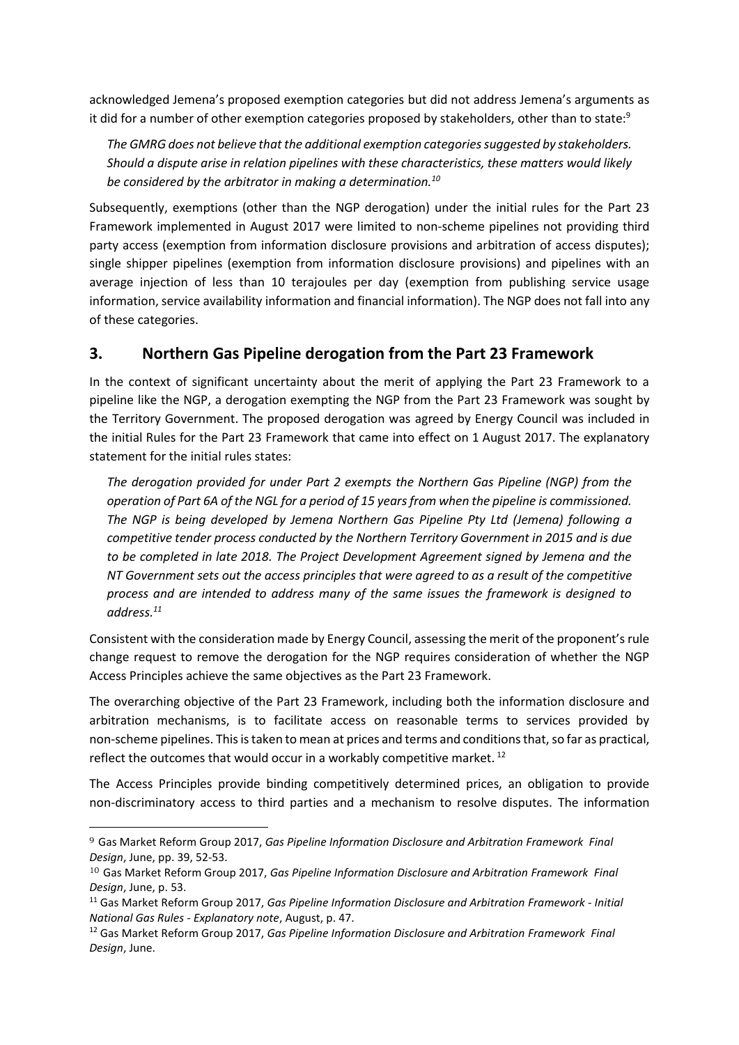acknowledged Jemena's proposed exemption categories but did not address Jemena's arguments as it did for a number of other exemption categories proposed by stakeholders, other than to state:[9]

> *The GMRG does not believe that the additional exemption categories suggested by stakeholders. Should a dispute arise in relation pipelines with these characteristics, these matters would likely be considered by the arbitrator in making a determination.[10]*

Subsequently, exemptions (other than the NGP derogation) under the initial rules for the Part 23 Framework implemented in August 2017 were limited to non-scheme pipelines not providing third party access (exemption from information disclosure provisions and arbitration of access disputes); single shipper pipelines (exemption from information disclosure provisions) and pipelines with an average injection of less than 10 terajoules per day (exemption from publishing service usage information, service availability information and financial information). The NGP does not fall into any of these categories.

## 3. Northern Gas Pipeline derogation from the Part 23 Framework

In the context of significant uncertainty about the merit of applying the Part 23 Framework to a pipeline like the NGP, a derogation exempting the NGP from the Part 23 Framework was sought by the Territory Government. The proposed derogation was agreed by Energy Council was included in the initial Rules for the Part 23 Framework that came into effect on 1 August 2017. The explanatory statement for the initial rules states:

> *The derogation provided for under Part 2 exempts the Northern Gas Pipeline (NGP) from the operation of Part 6A of the NGL for a period of 15 years from when the pipeline is commissioned. The NGP is being developed by Jemena Northern Gas Pipeline Pty Ltd (Jemena) following a competitive tender process conducted by the Northern Territory Government in 2015 and is due to be completed in late 2018. The Project Development Agreement signed by Jemena and the NT Government sets out the access principles that were agreed to as a result of the competitive process and are intended to address many of the same issues the framework is designed to address.[11]*

Consistent with the consideration made by Energy Council, assessing the merit of the proponent's rule change request to remove the derogation for the NGP requires consideration of whether the NGP Access Principles achieve the same objectives as the Part 23 Framework.

The overarching objective of the Part 23 Framework, including both the information disclosure and arbitration mechanisms, is to facilitate access on reasonable terms to services provided by non-scheme pipelines. This is taken to mean at prices and terms and conditions that, so far as practical, reflect the outcomes that would occur in a workably competitive market. [12]

The Access Principles provide binding competitively determined prices, an obligation to provide non-discriminatory access to third parties and a mechanism to resolve disputes. The information

---

[9] Gas Market Reform Group 2017, *Gas Pipeline Information Disclosure and Arbitration Framework Final Design*, June, pp. 39, 52-53.

[10] Gas Market Reform Group 2017, *Gas Pipeline Information Disclosure and Arbitration Framework Final Design*, June, p. 53.

[11] Gas Market Reform Group 2017, *Gas Pipeline Information Disclosure and Arbitration Framework - Initial National Gas Rules - Explanatory note*, August, p. 47.

[12] Gas Market Reform Group 2017, *Gas Pipeline Information Disclosure and Arbitration Framework Final Design*, June.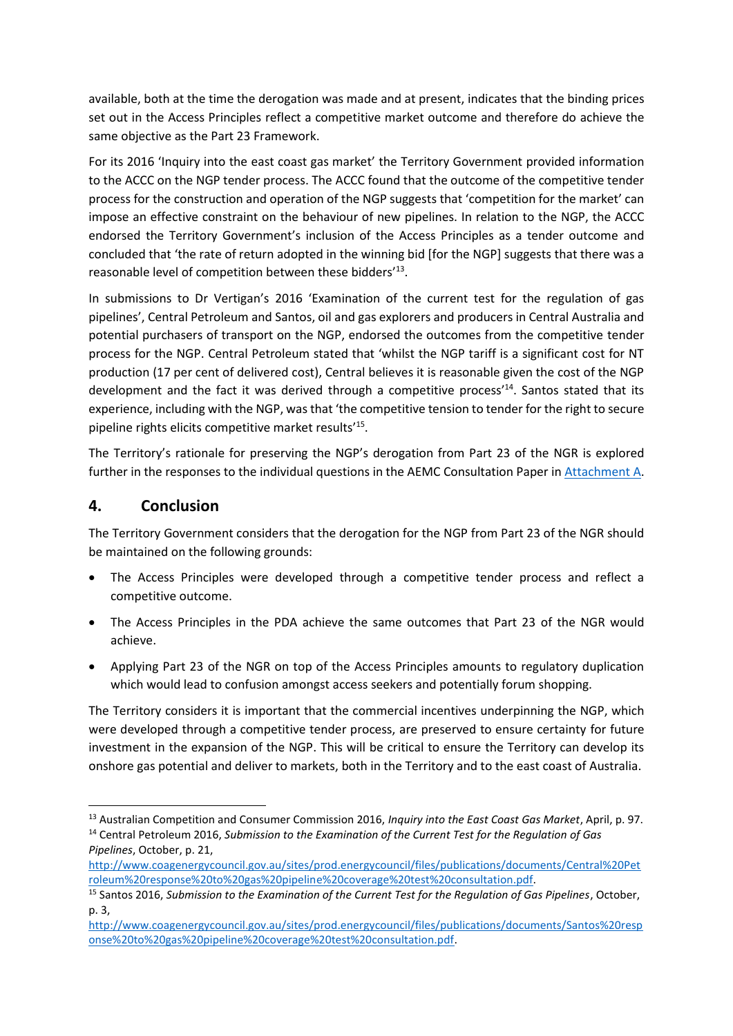available, both at the time the derogation was made and at present, indicates that the binding prices set out in the Access Principles reflect a competitive market outcome and therefore do achieve the same objective as the Part 23 Framework.

For its 2016 'Inquiry into the east coast gas market' the Territory Government provided information to the ACCC on the NGP tender process. The ACCC found that the outcome of the competitive tender process for the construction and operation of the NGP suggests that 'competition for the market' can impose an effective constraint on the behaviour of new pipelines. In relation to the NGP, the ACCC endorsed the Territory Government's inclusion of the Access Principles as a tender outcome and concluded that 'the rate of return adopted in the winning bid [for the NGP] suggests that there was a reasonable level of competition between these bidders'[13].

In submissions to Dr Vertigan's 2016 'Examination of the current test for the regulation of gas pipelines', Central Petroleum and Santos, oil and gas explorers and producers in Central Australia and potential purchasers of transport on the NGP, endorsed the outcomes from the competitive tender process for the NGP. Central Petroleum stated that 'whilst the NGP tariff is a significant cost for NT production (17 per cent of delivered cost), Central believes it is reasonable given the cost of the NGP development and the fact it was derived through a competitive process'[14]. Santos stated that its experience, including with the NGP, was that 'the competitive tension to tender for the right to secure pipeline rights elicits competitive market results'[15].

The Territory's rationale for preserving the NGP's derogation from Part 23 of the NGR is explored further in the responses to the individual questions in the AEMC Consultation Paper in Attachment A.

## 4. Conclusion

The Territory Government considers that the derogation for the NGP from Part 23 of the NGR should be maintained on the following grounds:

- The Access Principles were developed through a competitive tender process and reflect a competitive outcome.
- The Access Principles in the PDA achieve the same outcomes that Part 23 of the NGR would achieve.
- Applying Part 23 of the NGR on top of the Access Principles amounts to regulatory duplication which would lead to confusion amongst access seekers and potentially forum shopping.

The Territory considers it is important that the commercial incentives underpinning the NGP, which were developed through a competitive tender process, are preserved to ensure certainty for future investment in the expansion of the NGP. This will be critical to ensure the Territory can develop its onshore gas potential and deliver to markets, both in the Territory and to the east coast of Australia.

---

[13] Australian Competition and Consumer Commission 2016, *Inquiry into the East Coast Gas Market*, April, p. 97.

[14] Central Petroleum 2016, *Submission to the Examination of the Current Test for the Regulation of Gas Pipelines*, October, p. 21, http://www.coagenergycouncil.gov.au/sites/prod.energycouncil/files/publications/documents/Central%20Petroleum%20response%20to%20gas%20pipeline%20coverage%20test%20consultation.pdf.

[15] Santos 2016, *Submission to the Examination of the Current Test for the Regulation of Gas Pipelines*, October, p. 3, http://www.coagenergycouncil.gov.au/sites/prod.energycouncil/files/publications/documents/Santos%20response%20to%20gas%20pipeline%20coverage%20test%20consultation.pdf.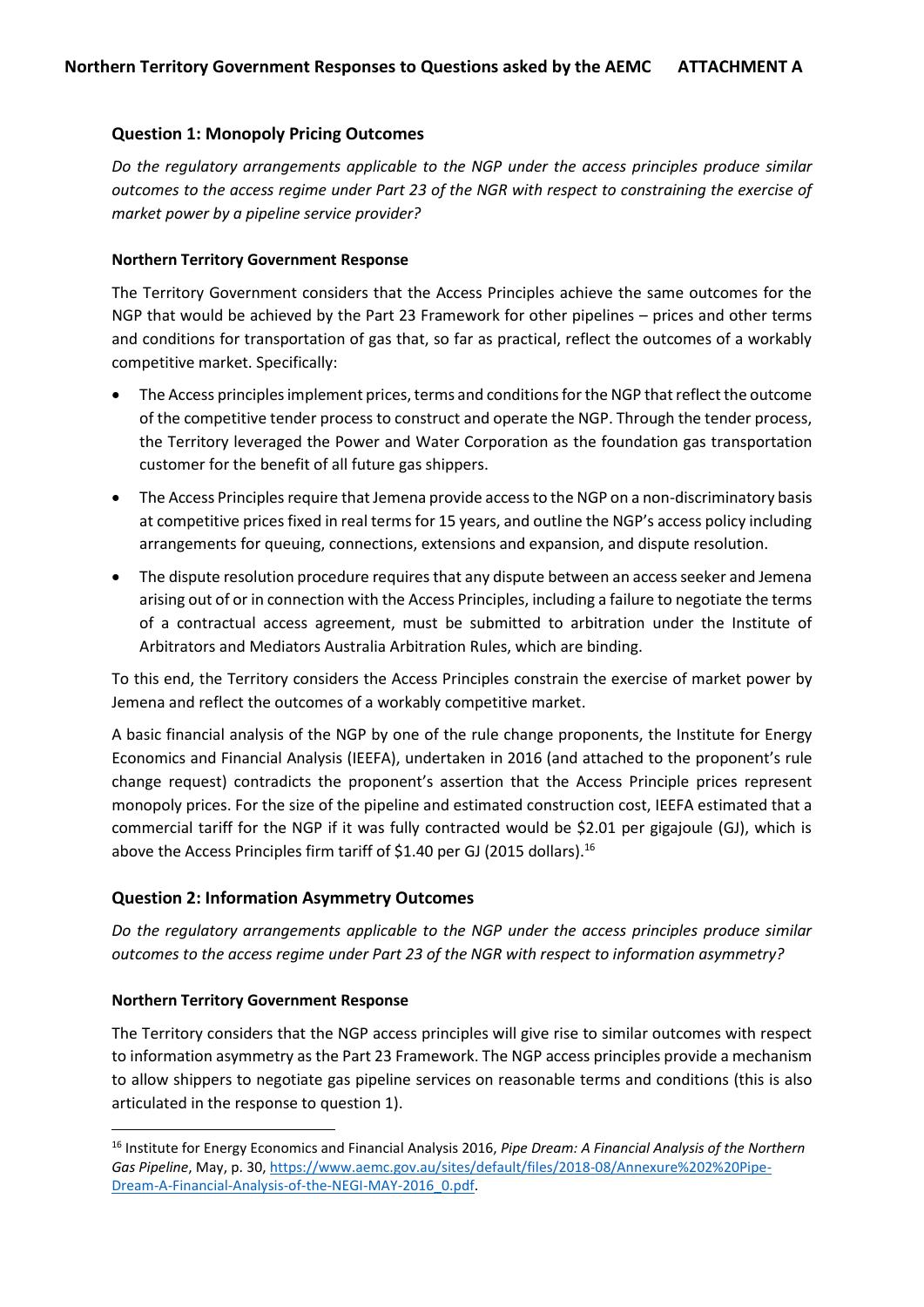## Northern Territory Government Responses to Questions asked by the AEMC ATTACHMENT A

### Question 1: Monopoly Pricing Outcomes

*Do the regulatory arrangements applicable to the NGP under the access principles produce similar outcomes to the access regime under Part 23 of the NGR with respect to constraining the exercise of market power by a pipeline service provider?*

#### Northern Territory Government Response

The Territory Government considers that the Access Principles achieve the same outcomes for the NGP that would be achieved by the Part 23 Framework for other pipelines – prices and other terms and conditions for transportation of gas that, so far as practical, reflect the outcomes of a workably competitive market. Specifically:

- The Access principles implement prices, terms and conditions for the NGP that reflect the outcome of the competitive tender process to construct and operate the NGP. Through the tender process, the Territory leveraged the Power and Water Corporation as the foundation gas transportation customer for the benefit of all future gas shippers.
- The Access Principles require that Jemena provide access to the NGP on a non-discriminatory basis at competitive prices fixed in real terms for 15 years, and outline the NGP's access policy including arrangements for queuing, connections, extensions and expansion, and dispute resolution.
- The dispute resolution procedure requires that any dispute between an access seeker and Jemena arising out of or in connection with the Access Principles, including a failure to negotiate the terms of a contractual access agreement, must be submitted to arbitration under the Institute of Arbitrators and Mediators Australia Arbitration Rules, which are binding.

To this end, the Territory considers the Access Principles constrain the exercise of market power by Jemena and reflect the outcomes of a workably competitive market.

A basic financial analysis of the NGP by one of the rule change proponents, the Institute for Energy Economics and Financial Analysis (IEEFA), undertaken in 2016 (and attached to the proponent's rule change request) contradicts the proponent's assertion that the Access Principle prices represent monopoly prices. For the size of the pipeline and estimated construction cost, IEEFA estimated that a commercial tariff for the NGP if it was fully contracted would be $2.01 per gigajoule (GJ), which is above the Access Principles firm tariff of $1.40 per GJ (2015 dollars).[16]

### Question 2: Information Asymmetry Outcomes

*Do the regulatory arrangements applicable to the NGP under the access principles produce similar outcomes to the access regime under Part 23 of the NGR with respect to information asymmetry?*

#### Northern Territory Government Response

The Territory considers that the NGP access principles will give rise to similar outcomes with respect to information asymmetry as the Part 23 Framework. The NGP access principles provide a mechanism to allow shippers to negotiate gas pipeline services on reasonable terms and conditions (this is also articulated in the response to question 1).

---

[16] Institute for Energy Economics and Financial Analysis 2016, *Pipe Dream: A Financial Analysis of the Northern Gas Pipeline*, May, p. 30, https://www.aemc.gov.au/sites/default/files/2018-08/Annexure%202%20Pipe-Dream-A-Financial-Analysis-of-the-NEGI-MAY-2016_0.pdf.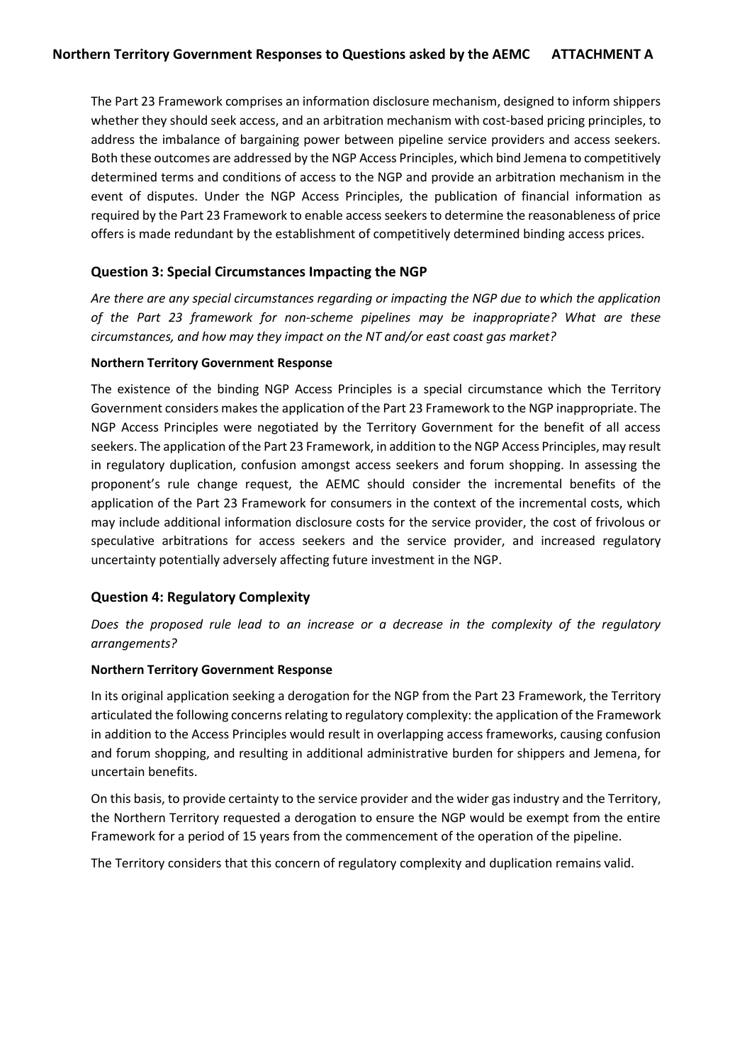The Part 23 Framework comprises an information disclosure mechanism, designed to inform shippers whether they should seek access, and an arbitration mechanism with cost-based pricing principles, to address the imbalance of bargaining power between pipeline service providers and access seekers. Both these outcomes are addressed by the NGP Access Principles, which bind Jemena to competitively determined terms and conditions of access to the NGP and provide an arbitration mechanism in the event of disputes. Under the NGP Access Principles, the publication of financial information as required by the Part 23 Framework to enable access seekers to determine the reasonableness of price offers is made redundant by the establishment of competitively determined binding access prices.

## Question 3: Special Circumstances Impacting the NGP

*Are there are any special circumstances regarding or impacting the NGP due to which the application of the Part 23 framework for non-scheme pipelines may be inappropriate? What are these circumstances, and how may they impact on the NT and/or east coast gas market?*

**Northern Territory Government Response**

The existence of the binding NGP Access Principles is a special circumstance which the Territory Government considers makes the application of the Part 23 Framework to the NGP inappropriate. The NGP Access Principles were negotiated by the Territory Government for the benefit of all access seekers. The application of the Part 23 Framework, in addition to the NGP Access Principles, may result in regulatory duplication, confusion amongst access seekers and forum shopping. In assessing the proponent's rule change request, the AEMC should consider the incremental benefits of the application of the Part 23 Framework for consumers in the context of the incremental costs, which may include additional information disclosure costs for the service provider, the cost of frivolous or speculative arbitrations for access seekers and the service provider, and increased regulatory uncertainty potentially adversely affecting future investment in the NGP.

## Question 4: Regulatory Complexity

*Does the proposed rule lead to an increase or a decrease in the complexity of the regulatory arrangements?*

**Northern Territory Government Response**

In its original application seeking a derogation for the NGP from the Part 23 Framework, the Territory articulated the following concerns relating to regulatory complexity: the application of the Framework in addition to the Access Principles would result in overlapping access frameworks, causing confusion and forum shopping, and resulting in additional administrative burden for shippers and Jemena, for uncertain benefits.

On this basis, to provide certainty to the service provider and the wider gas industry and the Territory, the Northern Territory requested a derogation to ensure the NGP would be exempt from the entire Framework for a period of 15 years from the commencement of the operation of the pipeline.

The Territory considers that this concern of regulatory complexity and duplication remains valid.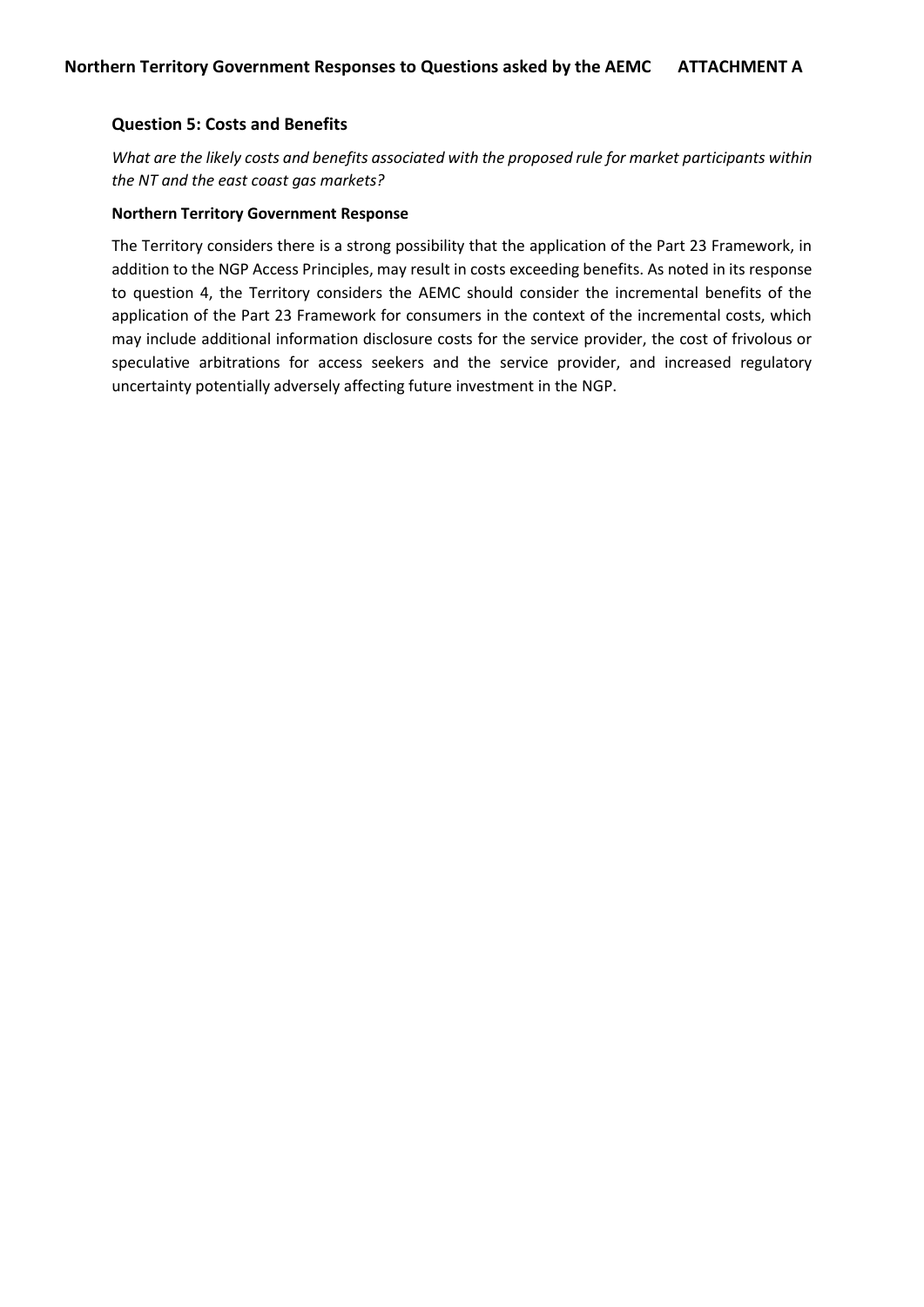### Question 5: Costs and Benefits

*What are the likely costs and benefits associated with the proposed rule for market participants within the NT and the east coast gas markets?*

**Northern Territory Government Response**

The Territory considers there is a strong possibility that the application of the Part 23 Framework, in addition to the NGP Access Principles, may result in costs exceeding benefits. As noted in its response to question 4, the Territory considers the AEMC should consider the incremental benefits of the application of the Part 23 Framework for consumers in the context of the incremental costs, which may include additional information disclosure costs for the service provider, the cost of frivolous or speculative arbitrations for access seekers and the service provider, and increased regulatory uncertainty potentially adversely affecting future investment in the NGP.